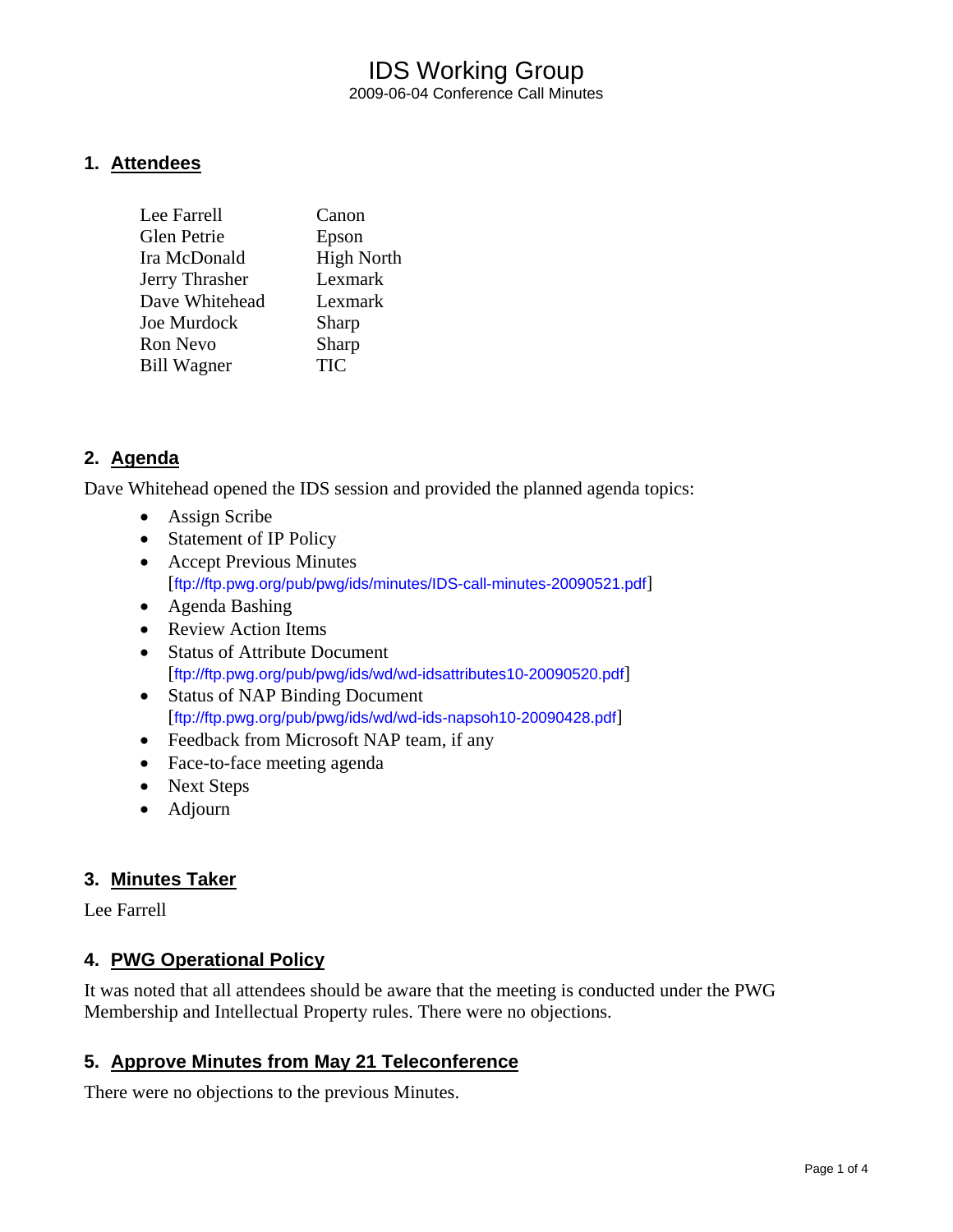# IDS Working Group

2009-06-04 Conference Call Minutes

## 1. Attendees

| | |
|---|---|
| Lee Farrell | Canon |
| Glen Petrie | Epson |
| Ira McDonald | High North |
| Jerry Thrasher | Lexmark |
| Dave Whitehead | Lexmark |
| Joe Murdock | Sharp |
| Ron Nevo | Sharp |
| Bill Wagner | TIC |

## 2. Agenda

Dave Whitehead opened the IDS session and provided the planned agenda topics:

- Assign Scribe
- Statement of IP Policy
- Accept Previous Minutes
  [ftp://ftp.pwg.org/pub/pwg/ids/minutes/IDS-call-minutes-20090521.pdf]
- Agenda Bashing
- Review Action Items
- Status of Attribute Document
  [ftp://ftp.pwg.org/pub/pwg/ids/wd/wd-idsattributes10-20090520.pdf]
- Status of NAP Binding Document
  [ftp://ftp.pwg.org/pub/pwg/ids/wd/wd-ids-napsoh10-20090428.pdf]
- Feedback from Microsoft NAP team, if any
- Face-to-face meeting agenda
- Next Steps
- Adjourn

## 3. Minutes Taker

Lee Farrell

## 4. PWG Operational Policy

It was noted that all attendees should be aware that the meeting is conducted under the PWG Membership and Intellectual Property rules. There were no objections.

## 5. Approve Minutes from May 21 Teleconference

There were no objections to the previous Minutes.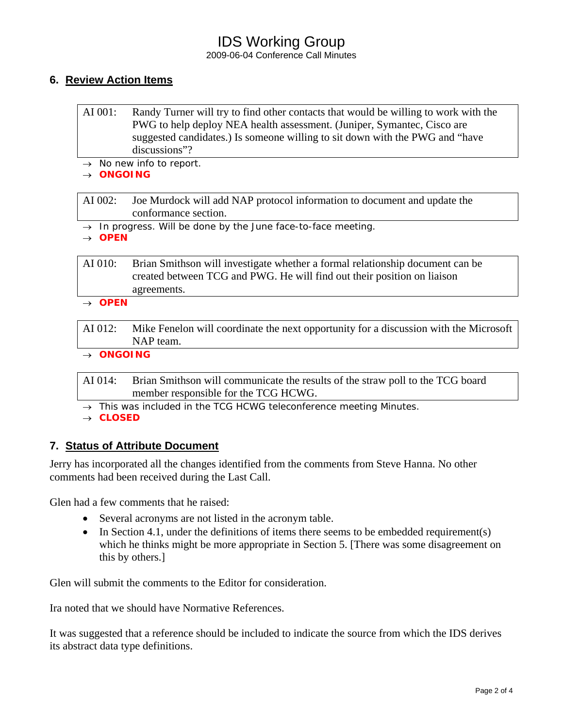## 6. Review Action Items

| AI 001: | Randy Turner will try to find other contacts that would be willing to work with the PWG to help deploy NEA health assessment. (Juniper, Symantec, Cisco are suggested candidates.) Is someone willing to sit down with the PWG and "have discussions"? |
|---|---|

→ No new info to report.
→ **ONGOING**

| AI 002: | Joe Murdock will add NAP protocol information to document and update the conformance section. |
|---|---|

→ In progress. Will be done by the June face-to-face meeting.
→ **OPEN**

| AI 010: | Brian Smithson will investigate whether a formal relationship document can be created between TCG and PWG. He will find out their position on liaison agreements. |
|---|---|

→ **OPEN**

| AI 012: | Mike Fenelon will coordinate the next opportunity for a discussion with the Microsoft NAP team. |
|---|---|

→ **ONGOING**

| AI 014: | Brian Smithson will communicate the results of the straw poll to the TCG board member responsible for the TCG HCWG. |
|---|---|

→ This was included in the TCG HCWG teleconference meeting Minutes.
→ **CLOSED**

## 7. Status of Attribute Document

Jerry has incorporated all the changes identified from the comments from Steve Hanna. No other comments had been received during the Last Call.

Glen had a few comments that he raised:

- Several acronyms are not listed in the acronym table.
- In Section 4.1, under the definitions of items there seems to be embedded requirement(s) which he thinks might be more appropriate in Section 5. [There was some disagreement on this by others.]

Glen will submit the comments to the Editor for consideration.

Ira noted that we should have Normative References.

It was suggested that a reference should be included to indicate the source from which the IDS derives its abstract data type definitions.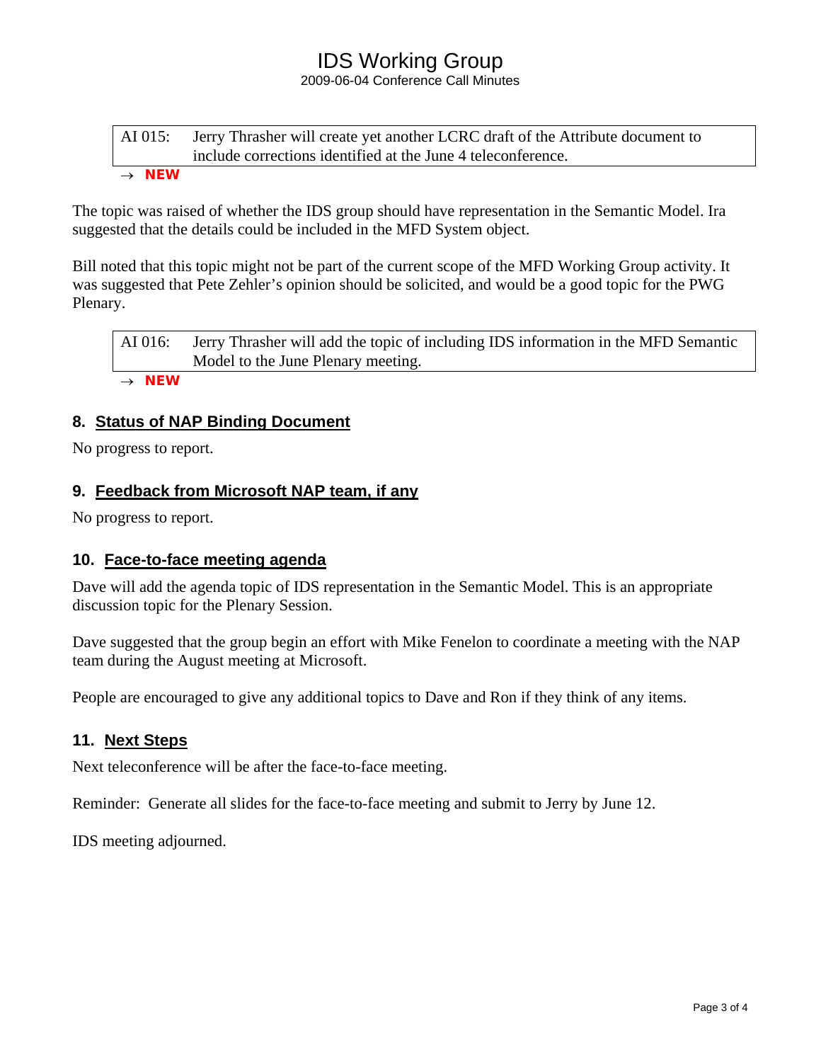| AI 015: | Jerry Thrasher will create yet another LCRC draft of the Attribute document to include corrections identified at the June 4 teleconference. |
| --- | --- |

→ **NEW**

The topic was raised of whether the IDS group should have representation in the Semantic Model. Ira suggested that the details could be included in the MFD System object.

Bill noted that this topic might not be part of the current scope of the MFD Working Group activity. It was suggested that Pete Zehler's opinion should be solicited, and would be a good topic for the PWG Plenary.

| AI 016: | Jerry Thrasher will add the topic of including IDS information in the MFD Semantic Model to the June Plenary meeting. |
| --- | --- |

→ **NEW**

## 8. Status of NAP Binding Document

No progress to report.

## 9. Feedback from Microsoft NAP team, if any

No progress to report.

## 10. Face-to-face meeting agenda

Dave will add the agenda topic of IDS representation in the Semantic Model. This is an appropriate discussion topic for the Plenary Session.

Dave suggested that the group begin an effort with Mike Fenelon to coordinate a meeting with the NAP team during the August meeting at Microsoft.

People are encouraged to give any additional topics to Dave and Ron if they think of any items.

## 11. Next Steps

Next teleconference will be after the face-to-face meeting.

Reminder: Generate all slides for the face-to-face meeting and submit to Jerry by June 12.

IDS meeting adjourned.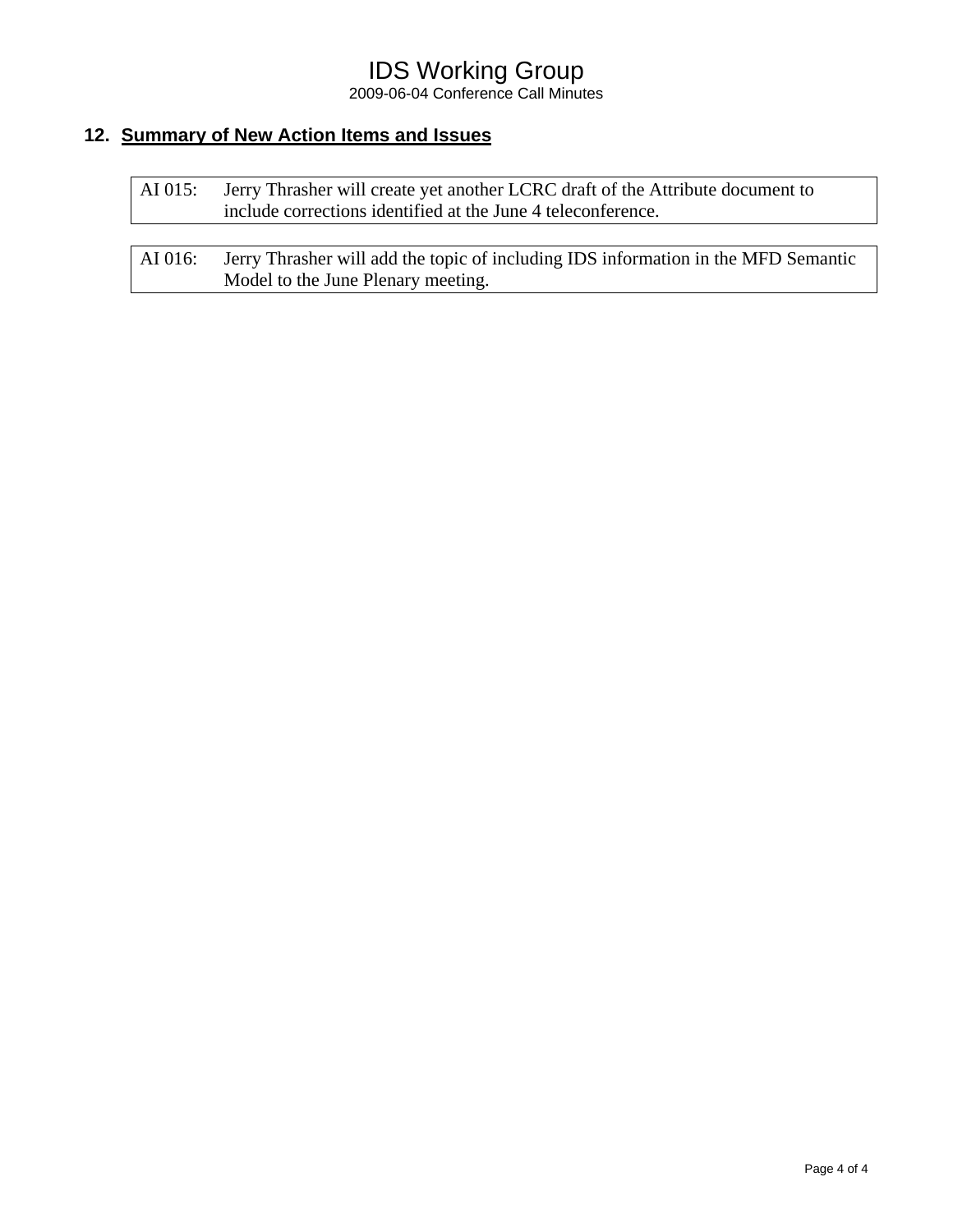## 12. Summary of New Action Items and Issues

| | |
|---|---|
| AI 015: | Jerry Thrasher will create yet another LCRC draft of the Attribute document to include corrections identified at the June 4 teleconference. |

| | |
|---|---|
| AI 016: | Jerry Thrasher will add the topic of including IDS information in the MFD Semantic Model to the June Plenary meeting. |